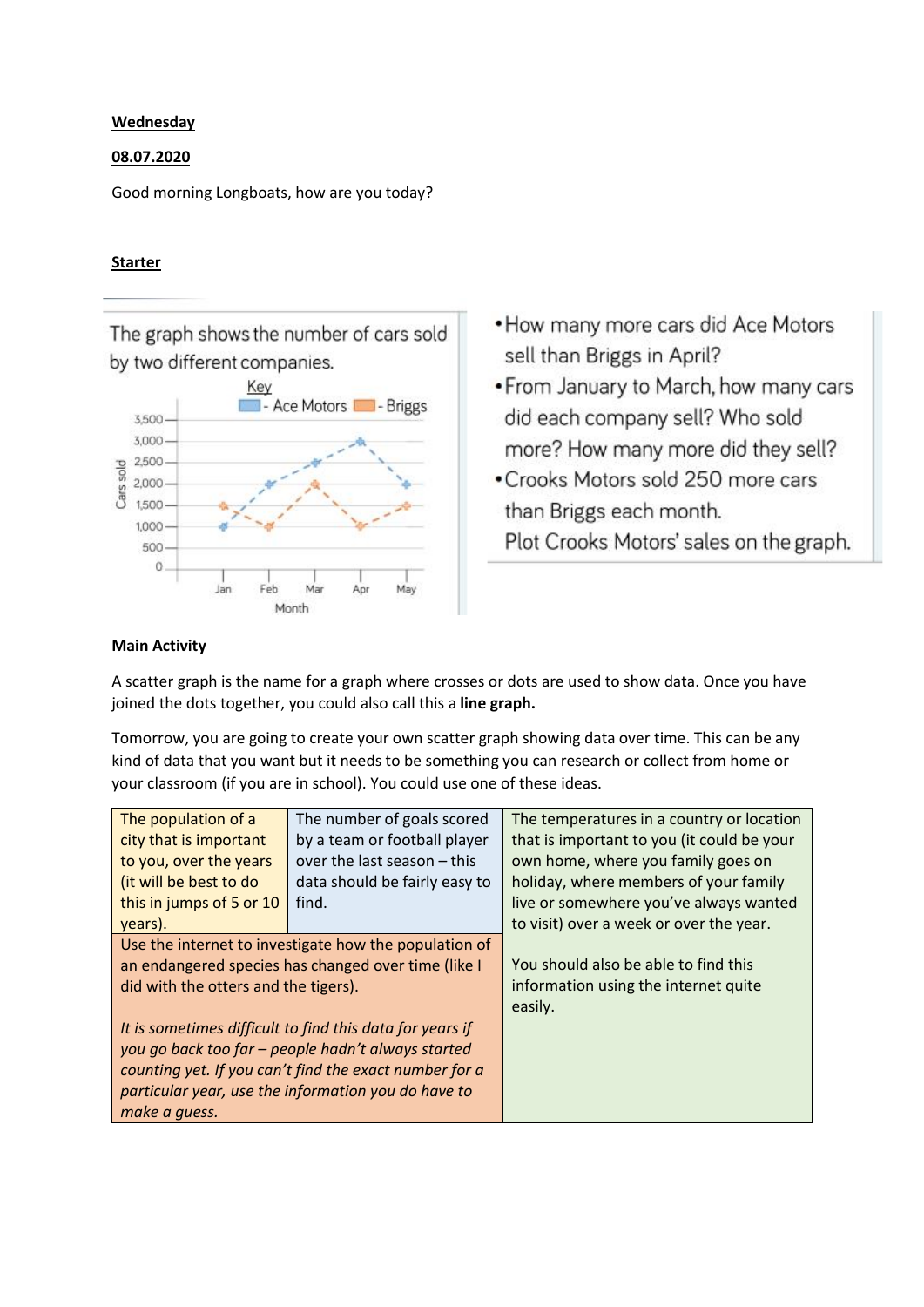**Wednesday**

**08.07.2020**

Good morning Longboats, how are you today?

**Starter**

The graph shows the number of cars sold by two different companies.

Key
- Ace Motors
- Briggs

Cars sold: 0, 500, 1,000, 1,500, 2,000, 2,500, 3,000, 3,500

Month: Jan, Feb, Mar, Apr, May

- How many more cars did Ace Motors sell than Briggs in April?
- From January to March, how many cars did each company sell? Who sold more? How many more did they sell?
- Crooks Motors sold 250 more cars than Briggs each month. Plot Crooks Motors' sales on the graph.

**Main Activity**

A scatter graph is the name for a graph where crosses or dots are used to show data. Once you have joined the dots together, you could also call this a **line graph.**

Tomorrow, you are going to create your own scatter graph showing data over time. This can be any kind of data that you want but it needs to be something you can research or collect from home or your classroom (if you are in school). You could use one of these ideas.

| The population of a city that is important to you, over the years (it will be best to do this in jumps of 5 or 10 years). | The number of goals scored by a team or football player over the last season – this data should be fairly easy to find. | The temperatures in a country or location that is important to you (it could be your own home, where you family goes on holiday, where members of your family live or somewhere you've always wanted to visit) over a week or over the year. |
|---|---|---|
| Use the internet to investigate how the population of an endangered species has changed over time (like I did with the otters and the tigers).<br><br>*It is sometimes difficult to find this data for years if you go back too far – people hadn't always started counting yet. If you can't find the exact number for a particular year, use the information you do have to make a guess.* | | You should also be able to find this information using the internet quite easily. |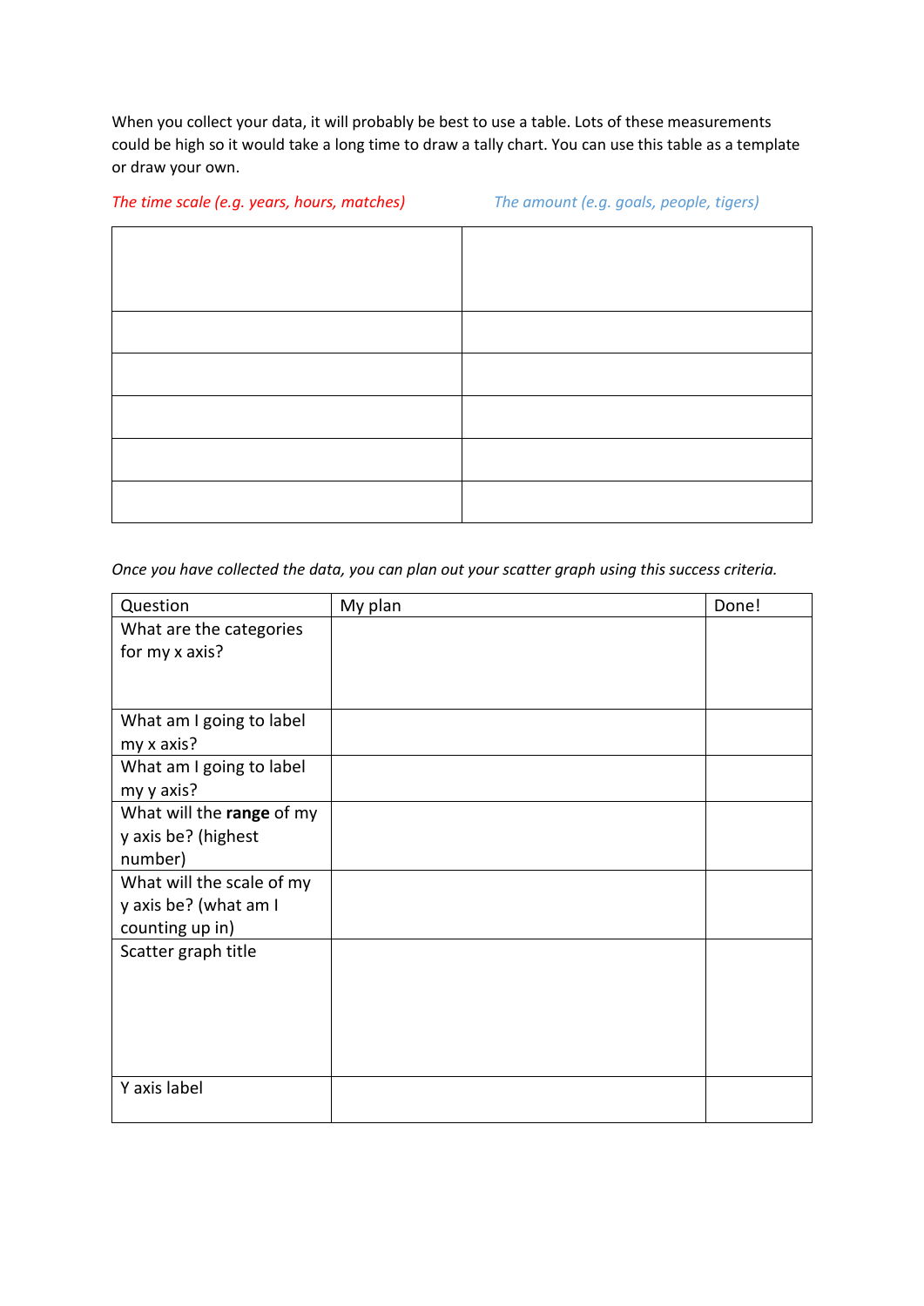When you collect your data, it will probably be best to use a table. Lots of these measurements could be high so it would take a long time to draw a tally chart. You can use this table as a template or draw your own.

| *The time scale (e.g. years, hours, matches)* | *The amount (e.g. goals, people, tigers)* |
|---|---|
| | |
| | |
| | |
| | |
| | |
| | |

*Once you have collected the data, you can plan out your scatter graph using this success criteria.*

| Question | My plan | Done! |
|---|---|---|
| What are the categories for my x axis? | | |
| What am I going to label my x axis? | | |
| What am I going to label my y axis? | | |
| What will the **range** of my y axis be? (highest number) | | |
| What will the scale of my y axis be? (what am I counting up in) | | |
| Scatter graph title | | |
| Y axis label | | |